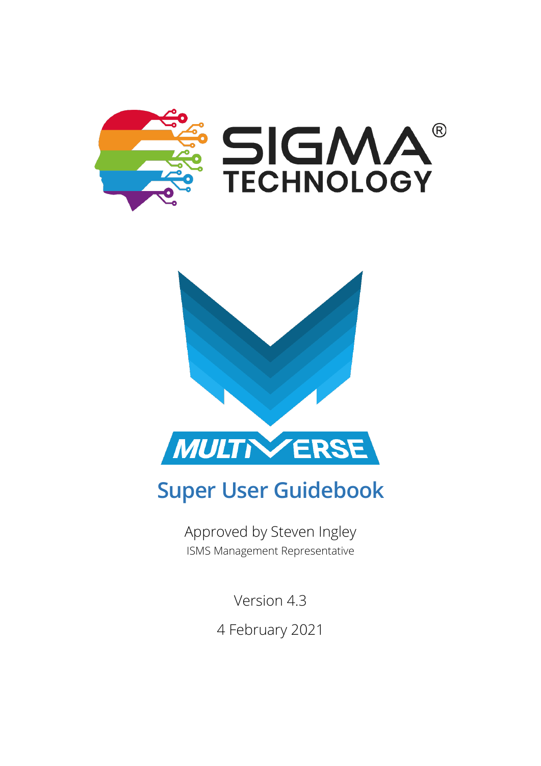SIGMA® TECHNOLOGY

MULTIVERSE

# Super User Guidebook

Approved by Steven Ingley

ISMS Management Representative

Version 4.3

4 February 2021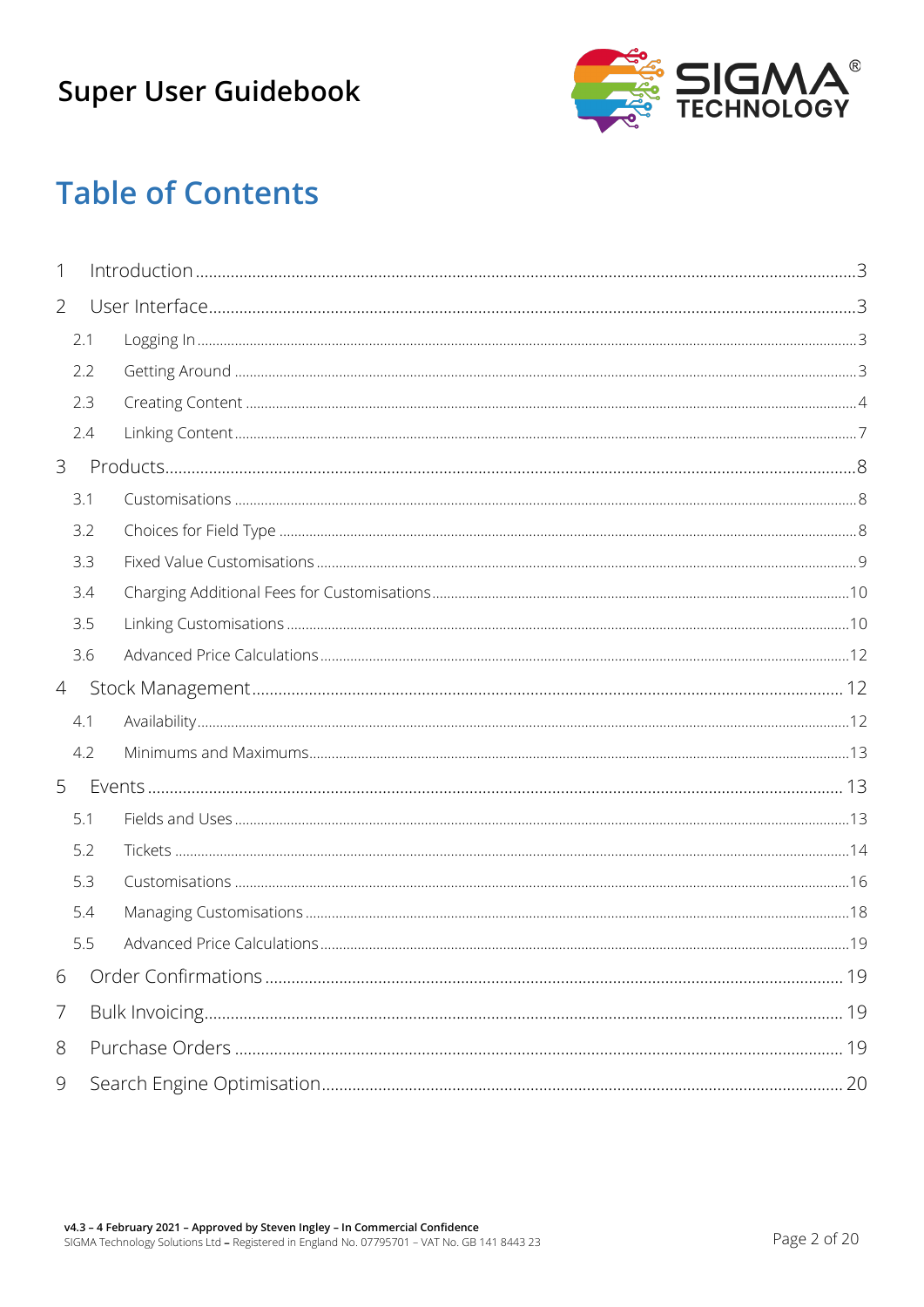# Table of Contents

1 Introduction ..... 3

2 User Interface ..... 3

- 2.1 Logging In ..... 3
- 2.2 Getting Around ..... 3
- 2.3 Creating Content ..... 4
- 2.4 Linking Content ..... 7

3 Products ..... 8

- 3.1 Customisations ..... 8
- 3.2 Choices for Field Type ..... 8
- 3.3 Fixed Value Customisations ..... 9
- 3.4 Charging Additional Fees for Customisations ..... 10
- 3.5 Linking Customisations ..... 10
- 3.6 Advanced Price Calculations ..... 12

4 Stock Management ..... 12

- 4.1 Availability ..... 12
- 4.2 Minimums and Maximums ..... 13

5 Events ..... 13

- 5.1 Fields and Uses ..... 13
- 5.2 Tickets ..... 14
- 5.3 Customisations ..... 16
- 5.4 Managing Customisations ..... 18
- 5.5 Advanced Price Calculations ..... 19

6 Order Confirmations ..... 19

7 Bulk Invoicing ..... 19

8 Purchase Orders ..... 19

9 Search Engine Optimisation ..... 20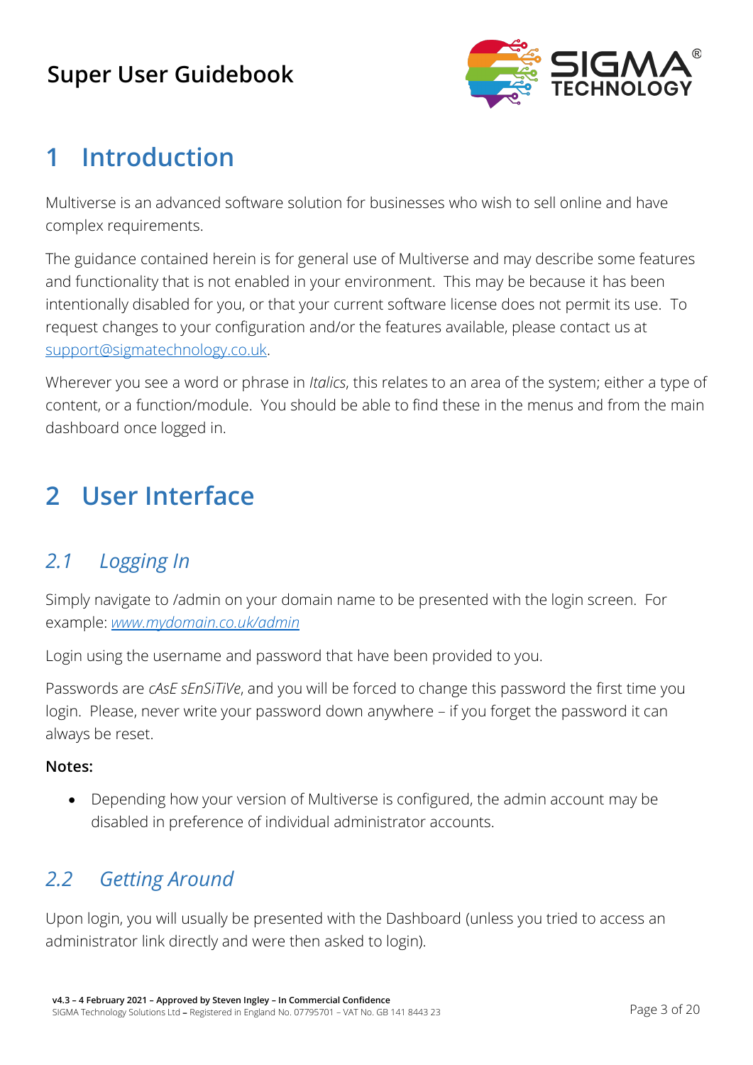# 1 Introduction

Multiverse is an advanced software solution for businesses who wish to sell online and have complex requirements.

The guidance contained herein is for general use of Multiverse and may describe some features and functionality that is not enabled in your environment. This may be because it has been intentionally disabled for you, or that your current software license does not permit its use. To request changes to your configuration and/or the features available, please contact us at support@sigmatechnology.co.uk.

Wherever you see a word or phrase in *Italics*, this relates to an area of the system; either a type of content, or a function/module. You should be able to find these in the menus and from the main dashboard once logged in.

# 2 User Interface

## *2.1 Logging In*

Simply navigate to /admin on your domain name to be presented with the login screen. For example: *www.mydomain.co.uk/admin*

Login using the username and password that have been provided to you.

Passwords are *cAsE sEnSiTiVe*, and you will be forced to change this password the first time you login. Please, never write your password down anywhere – if you forget the password it can always be reset.

**Notes:**

- Depending how your version of Multiverse is configured, the admin account may be disabled in preference of individual administrator accounts.

## *2.2 Getting Around*

Upon login, you will usually be presented with the Dashboard (unless you tried to access an administrator link directly and were then asked to login).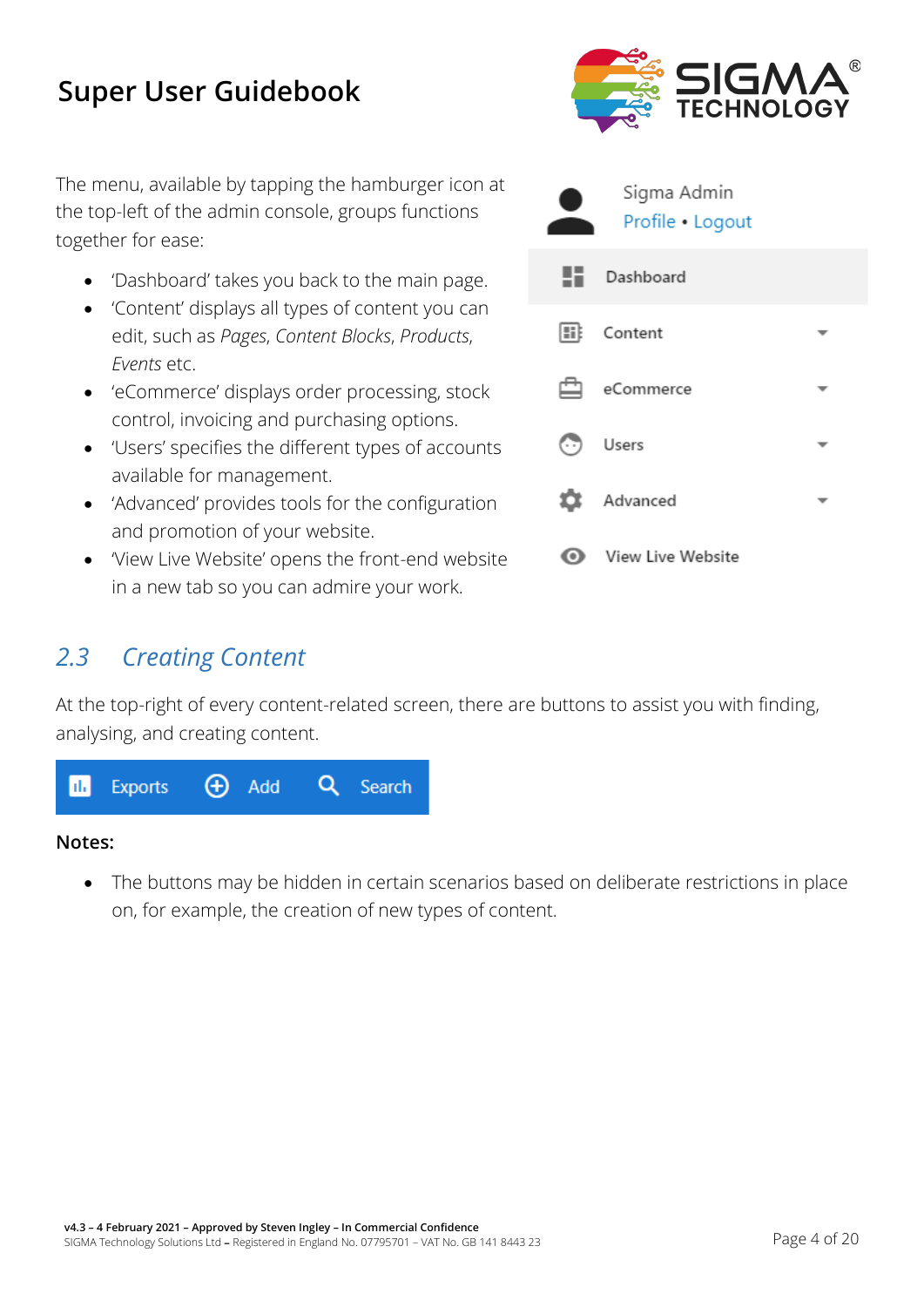The menu, available by tapping the hamburger icon at the top-left of the admin console, groups functions together for ease:

- 'Dashboard' takes you back to the main page.
- 'Content' displays all types of content you can edit, such as *Pages*, *Content Blocks*, *Products*, *Events* etc.
- 'eCommerce' displays order processing, stock control, invoicing and purchasing options.
- 'Users' specifies the different types of accounts available for management.
- 'Advanced' provides tools for the configuration and promotion of your website.
- 'View Live Website' opens the front-end website in a new tab so you can admire your work.

## *2.3 Creating Content*

At the top-right of every content-related screen, there are buttons to assist you with finding, analysing, and creating content.

**Notes:**

- The buttons may be hidden in certain scenarios based on deliberate restrictions in place on, for example, the creation of new types of content.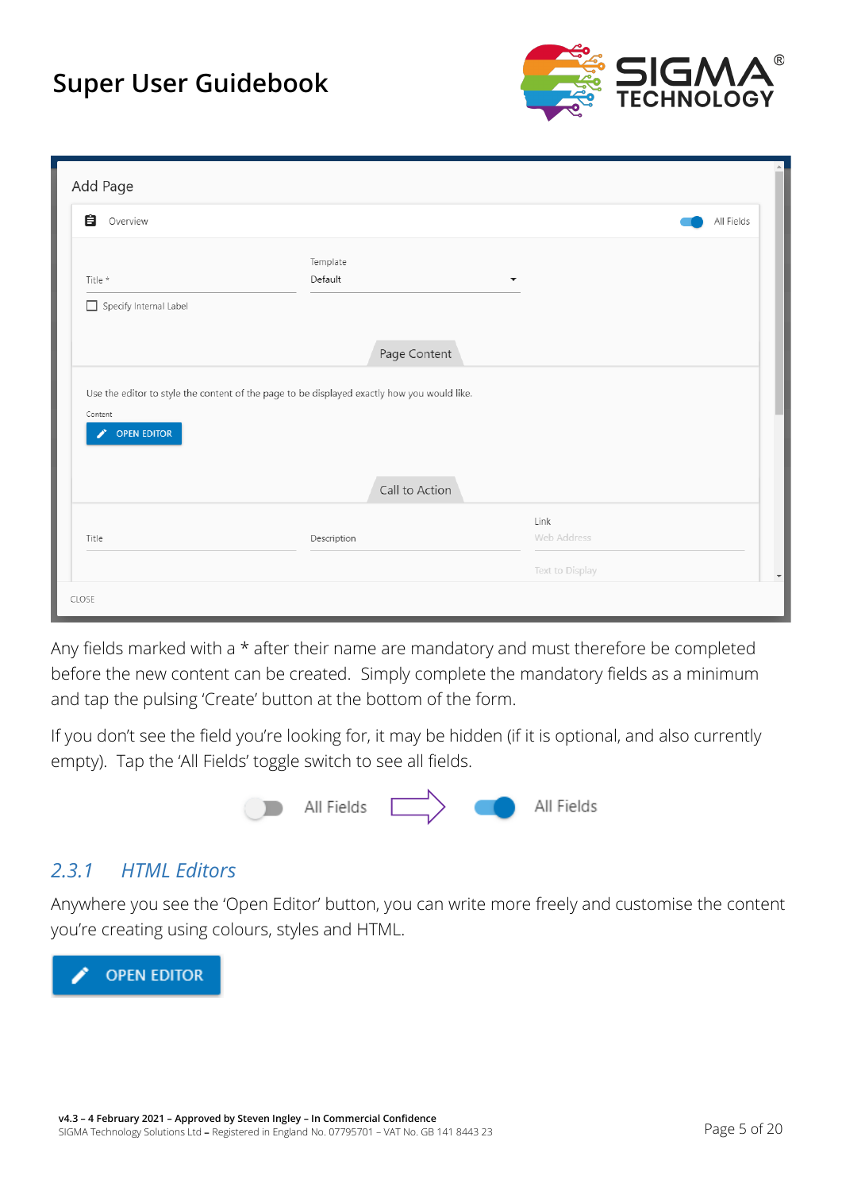Any fields marked with a * after their name are mandatory and must therefore be completed before the new content can be created. Simply complete the mandatory fields as a minimum and tap the pulsing 'Create' button at the bottom of the form.

If you don't see the field you're looking for, it may be hidden (if it is optional, and also currently empty). Tap the 'All Fields' toggle switch to see all fields.

### 2.3.1 HTML Editors

Anywhere you see the 'Open Editor' button, you can write more freely and customise the content you're creating using colours, styles and HTML.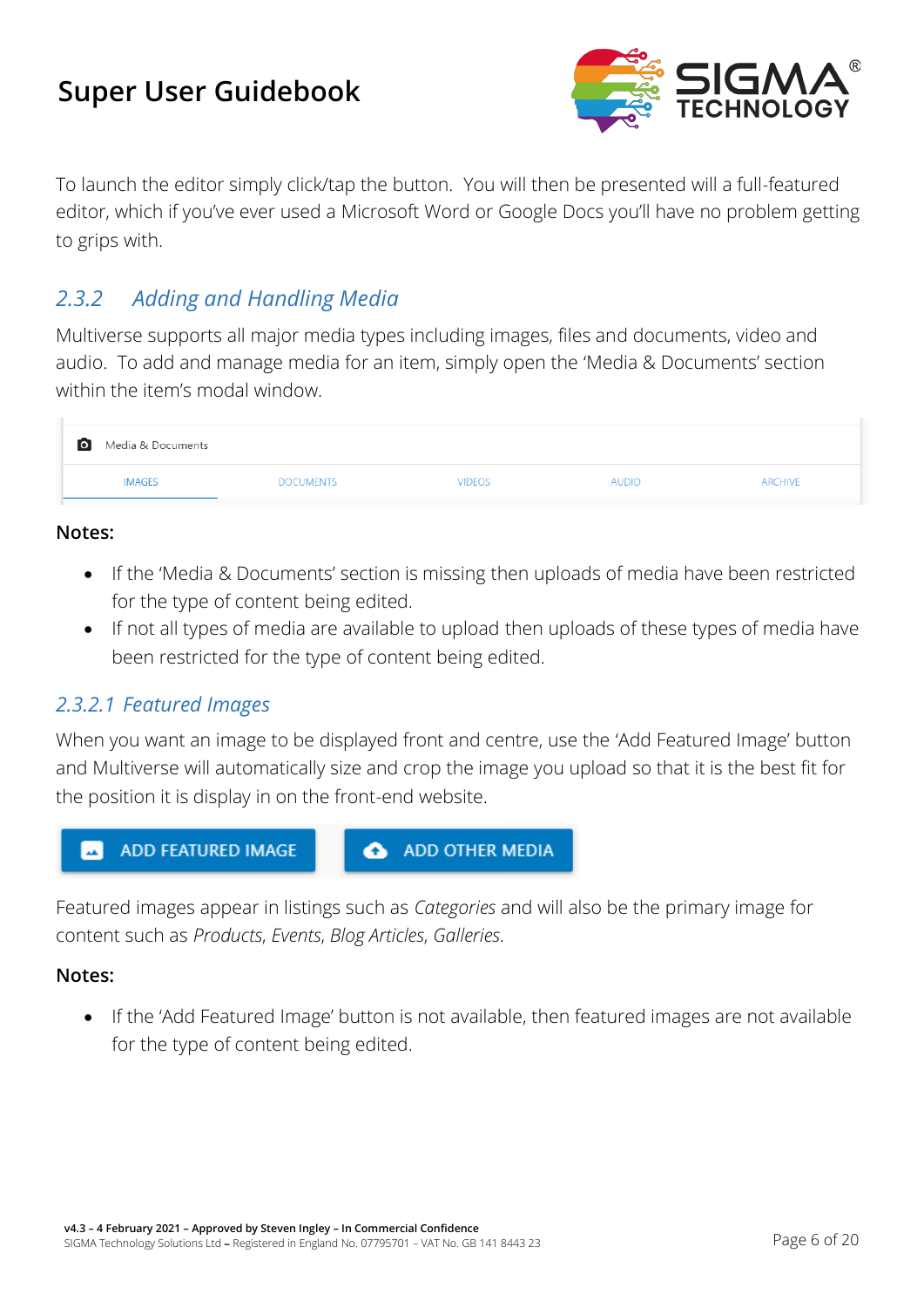To launch the editor simply click/tap the button. You will then be presented will a full-featured editor, which if you've ever used a Microsoft Word or Google Docs you'll have no problem getting to grips with.

### 2.3.2 Adding and Handling Media

Multiverse supports all major media types including images, files and documents, video and audio. To add and manage media for an item, simply open the 'Media & Documents' section within the item's modal window.

Media & Documents

IMAGES DOCUMENTS VIDEOS AUDIO ARCHIVE

**Notes:**

- If the 'Media & Documents' section is missing then uploads of media have been restricted for the type of content being edited.
- If not all types of media are available to upload then uploads of these types of media have been restricted for the type of content being edited.

#### 2.3.2.1 Featured Images

When you want an image to be displayed front and centre, use the 'Add Featured Image' button and Multiverse will automatically size and crop the image you upload so that it is the best fit for the position it is display in on the front-end website.

ADD FEATURED IMAGE ADD OTHER MEDIA

Featured images appear in listings such as *Categories* and will also be the primary image for content such as *Products*, *Events*, *Blog Articles*, *Galleries*.

**Notes:**

- If the 'Add Featured Image' button is not available, then featured images are not available for the type of content being edited.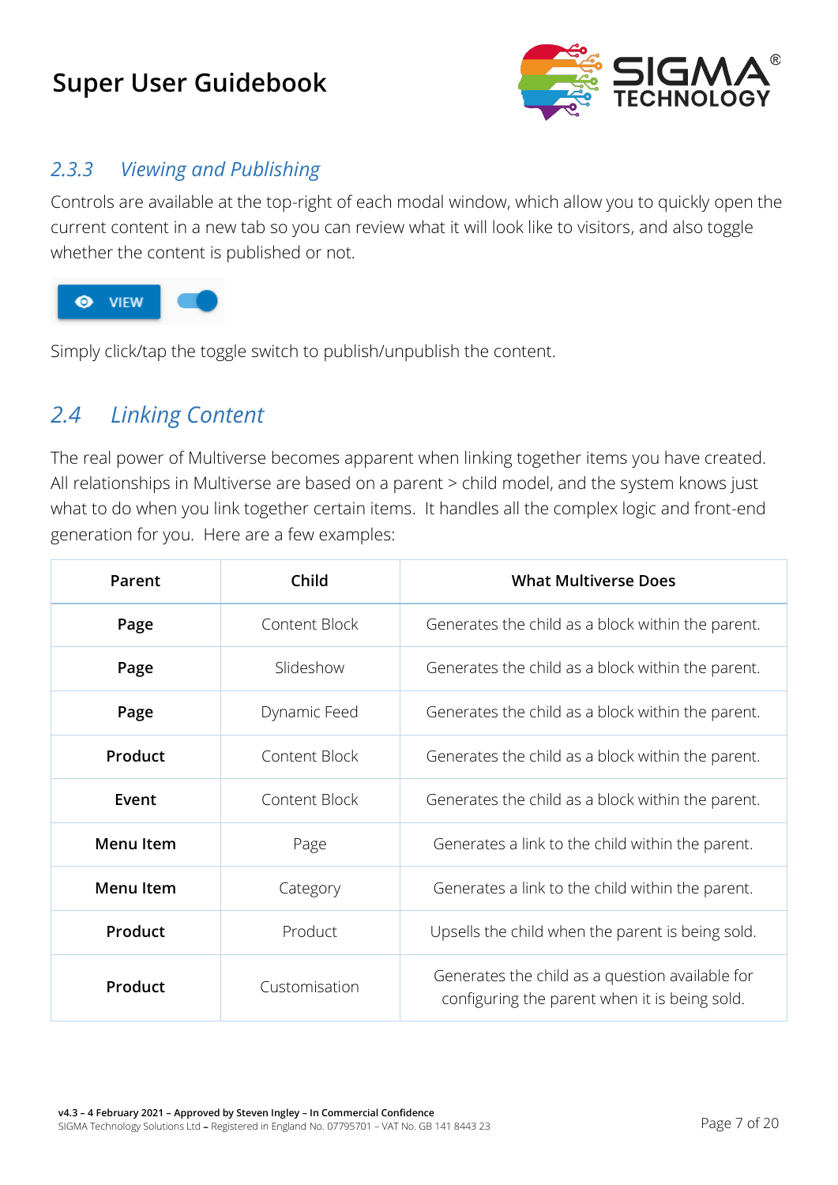### 2.3.3 Viewing and Publishing

Controls are available at the top-right of each modal window, which allow you to quickly open the current content in a new tab so you can review what it will look like to visitors, and also toggle whether the content is published or not.

Simply click/tap the toggle switch to publish/unpublish the content.

## 2.4 Linking Content

The real power of Multiverse becomes apparent when linking together items you have created. All relationships in Multiverse are based on a parent > child model, and the system knows just what to do when you link together certain items. It handles all the complex logic and front-end generation for you. Here are a few examples:

| Parent | Child | What Multiverse Does |
| --- | --- | --- |
| **Page** | Content Block | Generates the child as a block within the parent. |
| **Page** | Slideshow | Generates the child as a block within the parent. |
| **Page** | Dynamic Feed | Generates the child as a block within the parent. |
| **Product** | Content Block | Generates the child as a block within the parent. |
| **Event** | Content Block | Generates the child as a block within the parent. |
| **Menu Item** | Page | Generates a link to the child within the parent. |
| **Menu Item** | Category | Generates a link to the child within the parent. |
| **Product** | Product | Upsells the child when the parent is being sold. |
| **Product** | Customisation | Generates the child as a question available for configuring the parent when it is being sold. |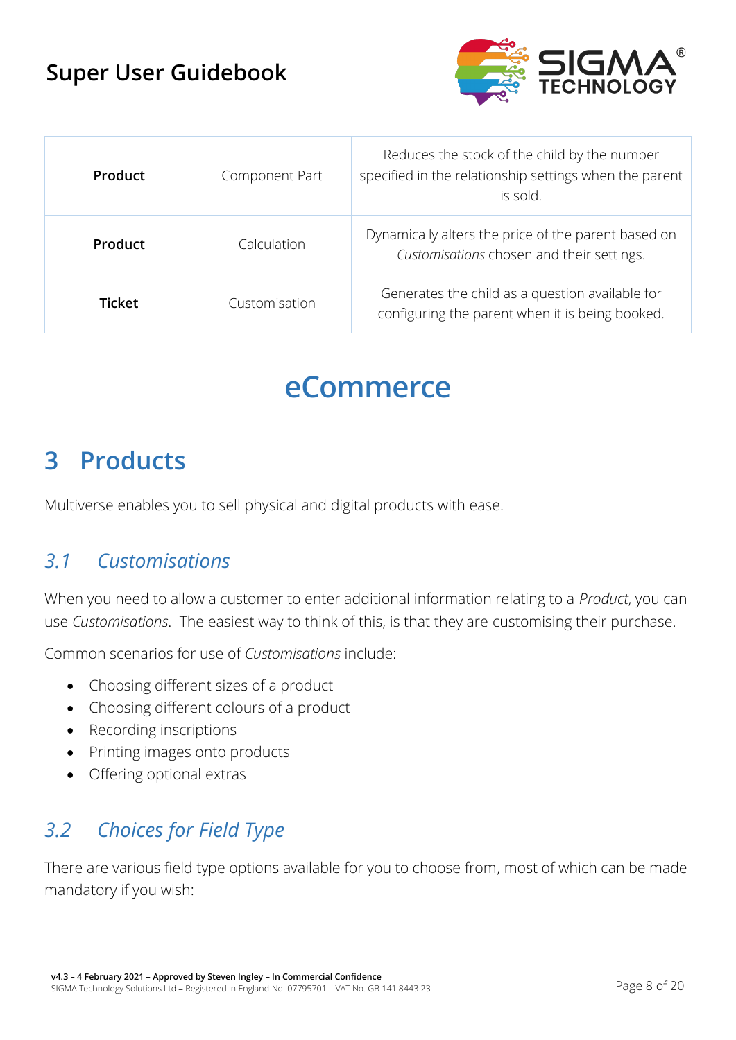| Product | Component Part | Reduces the stock of the child by the number specified in the relationship settings when the parent is sold. |
| --- | --- | --- |
| **Product** | Calculation | Dynamically alters the price of the parent based on *Customisations* chosen and their settings. |
| **Ticket** | Customisation | Generates the child as a question available for configuring the parent when it is being booked. |

# eCommerce

# 3 Products

Multiverse enables you to sell physical and digital products with ease.

## *3.1 Customisations*

When you need to allow a customer to enter additional information relating to a *Product*, you can use *Customisations*. The easiest way to think of this, is that they are customising their purchase.

Common scenarios for use of *Customisations* include:

- Choosing different sizes of a product
- Choosing different colours of a product
- Recording inscriptions
- Printing images onto products
- Offering optional extras

## *3.2 Choices for Field Type*

There are various field type options available for you to choose from, most of which can be made mandatory if you wish: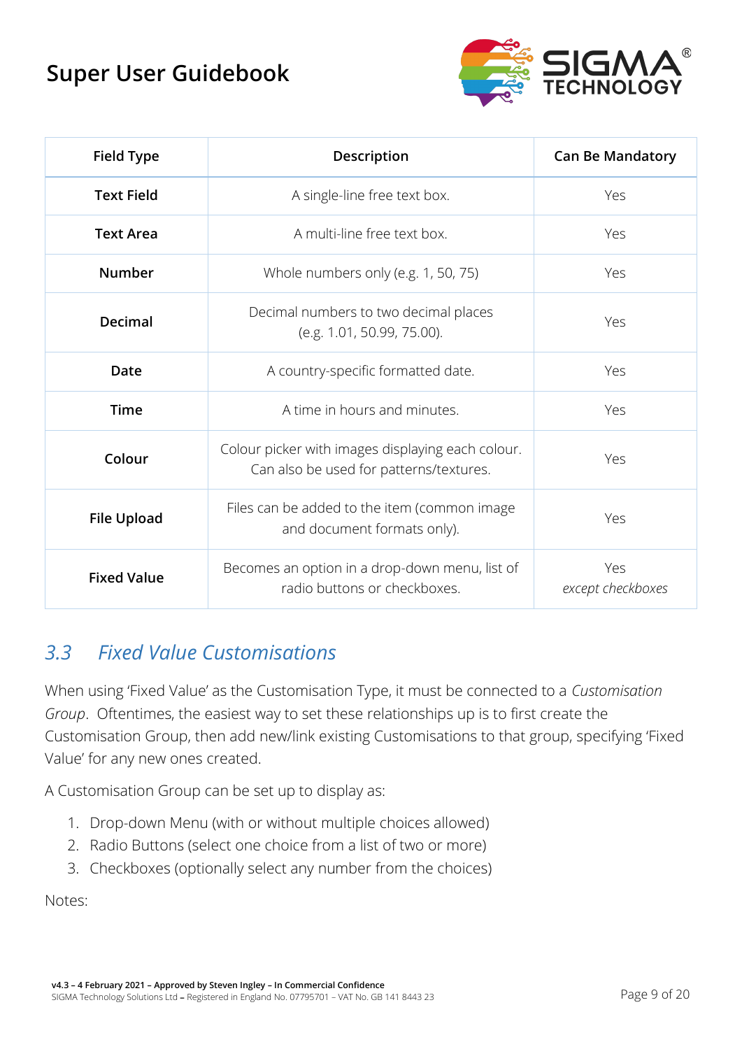| Field Type | Description | Can Be Mandatory |
|---|---|---|
| **Text Field** | A single-line free text box. | Yes |
| **Text Area** | A multi-line free text box. | Yes |
| **Number** | Whole numbers only (e.g. 1, 50, 75) | Yes |
| **Decimal** | Decimal numbers to two decimal places (e.g. 1.01, 50.99, 75.00). | Yes |
| **Date** | A country-specific formatted date. | Yes |
| **Time** | A time in hours and minutes. | Yes |
| **Colour** | Colour picker with images displaying each colour. Can also be used for patterns/textures. | Yes |
| **File Upload** | Files can be added to the item (common image and document formats only). | Yes |
| **Fixed Value** | Becomes an option in a drop-down menu, list of radio buttons or checkboxes. | Yes *except checkboxes* |

## *3.3 Fixed Value Customisations*

When using 'Fixed Value' as the Customisation Type, it must be connected to a *Customisation Group*. Oftentimes, the easiest way to set these relationships up is to first create the Customisation Group, then add new/link existing Customisations to that group, specifying 'Fixed Value' for any new ones created.

A Customisation Group can be set up to display as:

1. Drop-down Menu (with or without multiple choices allowed)
2. Radio Buttons (select one choice from a list of two or more)
3. Checkboxes (optionally select any number from the choices)

Notes: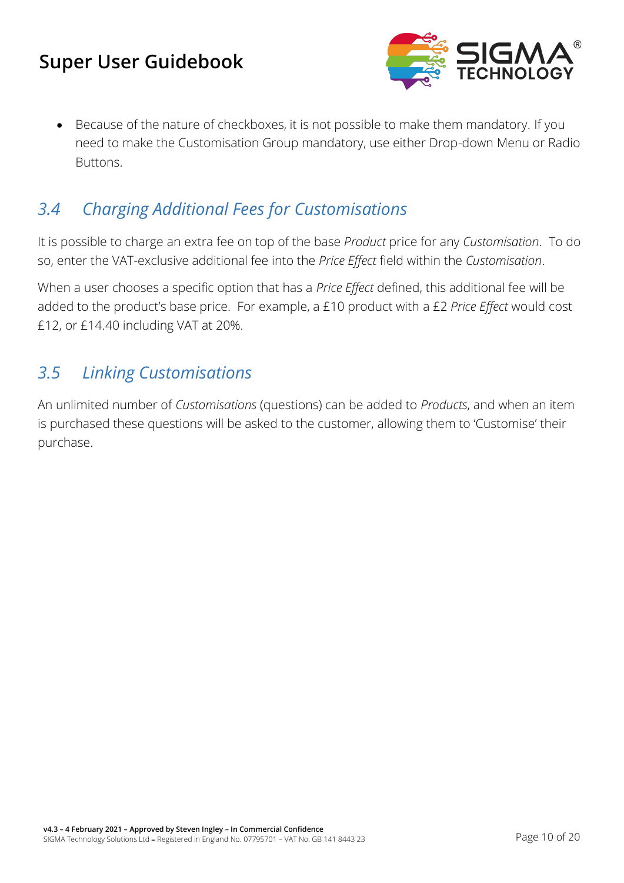- Because of the nature of checkboxes, it is not possible to make them mandatory. If you need to make the Customisation Group mandatory, use either Drop-down Menu or Radio Buttons.

## *3.4 Charging Additional Fees for Customisations*

It is possible to charge an extra fee on top of the base *Product* price for any *Customisation*. To do so, enter the VAT-exclusive additional fee into the *Price Effect* field within the *Customisation*.

When a user chooses a specific option that has a *Price Effect* defined, this additional fee will be added to the product's base price. For example, a £10 product with a £2 *Price Effect* would cost £12, or £14.40 including VAT at 20%.

## *3.5 Linking Customisations*

An unlimited number of *Customisations* (questions) can be added to *Products*, and when an item is purchased these questions will be asked to the customer, allowing them to 'Customise' their purchase.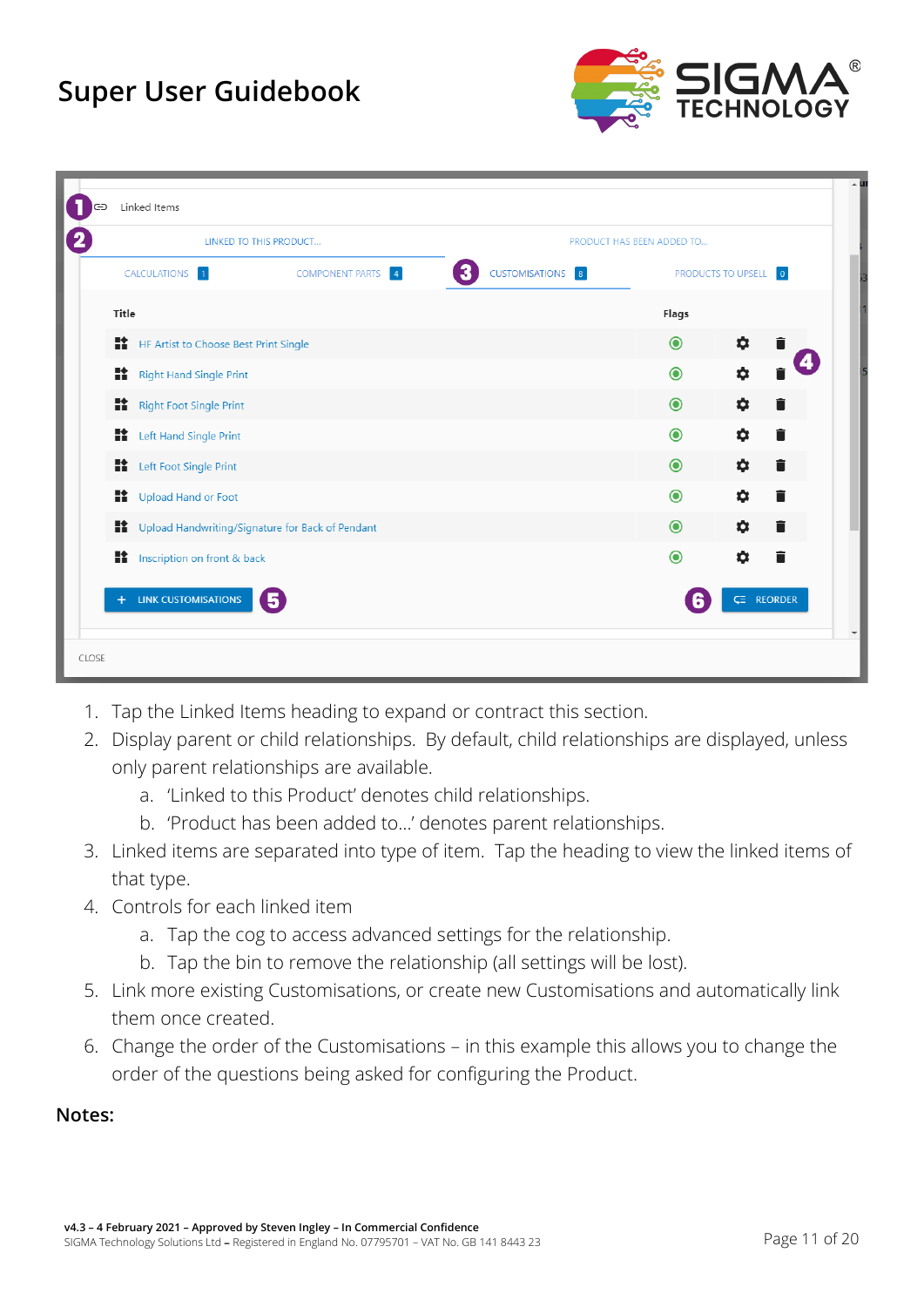1. Tap the Linked Items heading to expand or contract this section.
2. Display parent or child relationships. By default, child relationships are displayed, unless only parent relationships are available.
    a. 'Linked to this Product' denotes child relationships.
    b. 'Product has been added to...' denotes parent relationships.
3. Linked items are separated into type of item. Tap the heading to view the linked items of that type.
4. Controls for each linked item
    a. Tap the cog to access advanced settings for the relationship.
    b. Tap the bin to remove the relationship (all settings will be lost).
5. Link more existing Customisations, or create new Customisations and automatically link them once created.
6. Change the order of the Customisations – in this example this allows you to change the order of the questions being asked for configuring the Product.

**Notes:**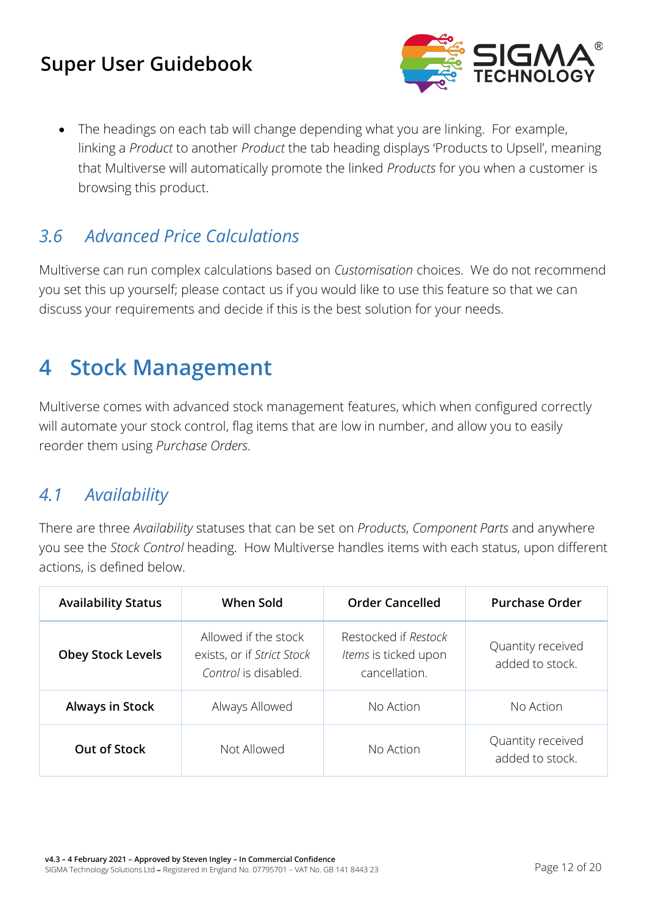- The headings on each tab will change depending what you are linking. For example, linking a *Product* to another *Product* the tab heading displays 'Products to Upsell', meaning that Multiverse will automatically promote the linked *Products* for you when a customer is browsing this product.

## *3.6 Advanced Price Calculations*

Multiverse can run complex calculations based on *Customisation* choices. We do not recommend you set this up yourself; please contact us if you would like to use this feature so that we can discuss your requirements and decide if this is the best solution for your needs.

# 4 Stock Management

Multiverse comes with advanced stock management features, which when configured correctly will automate your stock control, flag items that are low in number, and allow you to easily reorder them using *Purchase Orders*.

## *4.1 Availability*

There are three *Availability* statuses that can be set on *Products*, *Component Parts* and anywhere you see the *Stock Control* heading. How Multiverse handles items with each status, upon different actions, is defined below.

| Availability Status | When Sold | Order Cancelled | Purchase Order |
|---|---|---|---|
| **Obey Stock Levels** | Allowed if the stock exists, or if *Strict Stock Control* is disabled. | Restocked if *Restock Items* is ticked upon cancellation. | Quantity received added to stock. |
| **Always in Stock** | Always Allowed | No Action | No Action |
| **Out of Stock** | Not Allowed | No Action | Quantity received added to stock. |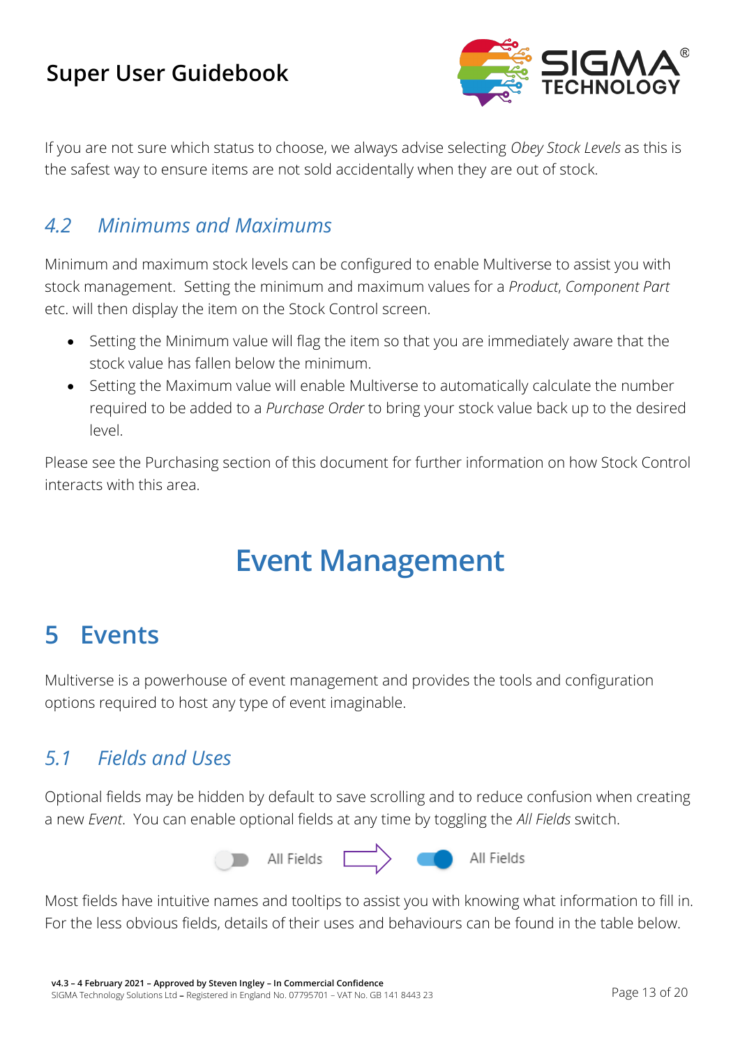If you are not sure which status to choose, we always advise selecting *Obey Stock Levels* as this is the safest way to ensure items are not sold accidentally when they are out of stock.

## *4.2 Minimums and Maximums*

Minimum and maximum stock levels can be configured to enable Multiverse to assist you with stock management. Setting the minimum and maximum values for a *Product*, *Component Part* etc. will then display the item on the Stock Control screen.

- Setting the Minimum value will flag the item so that you are immediately aware that the stock value has fallen below the minimum.
- Setting the Maximum value will enable Multiverse to automatically calculate the number required to be added to a *Purchase Order* to bring your stock value back up to the desired level.

Please see the Purchasing section of this document for further information on how Stock Control interacts with this area.

# Event Management

# 5 Events

Multiverse is a powerhouse of event management and provides the tools and configuration options required to host any type of event imaginable.

## *5.1 Fields and Uses*

Optional fields may be hidden by default to save scrolling and to reduce confusion when creating a new *Event*. You can enable optional fields at any time by toggling the *All Fields* switch.

All Fields ⇨ All Fields

Most fields have intuitive names and tooltips to assist you with knowing what information to fill in. For the less obvious fields, details of their uses and behaviours can be found in the table below.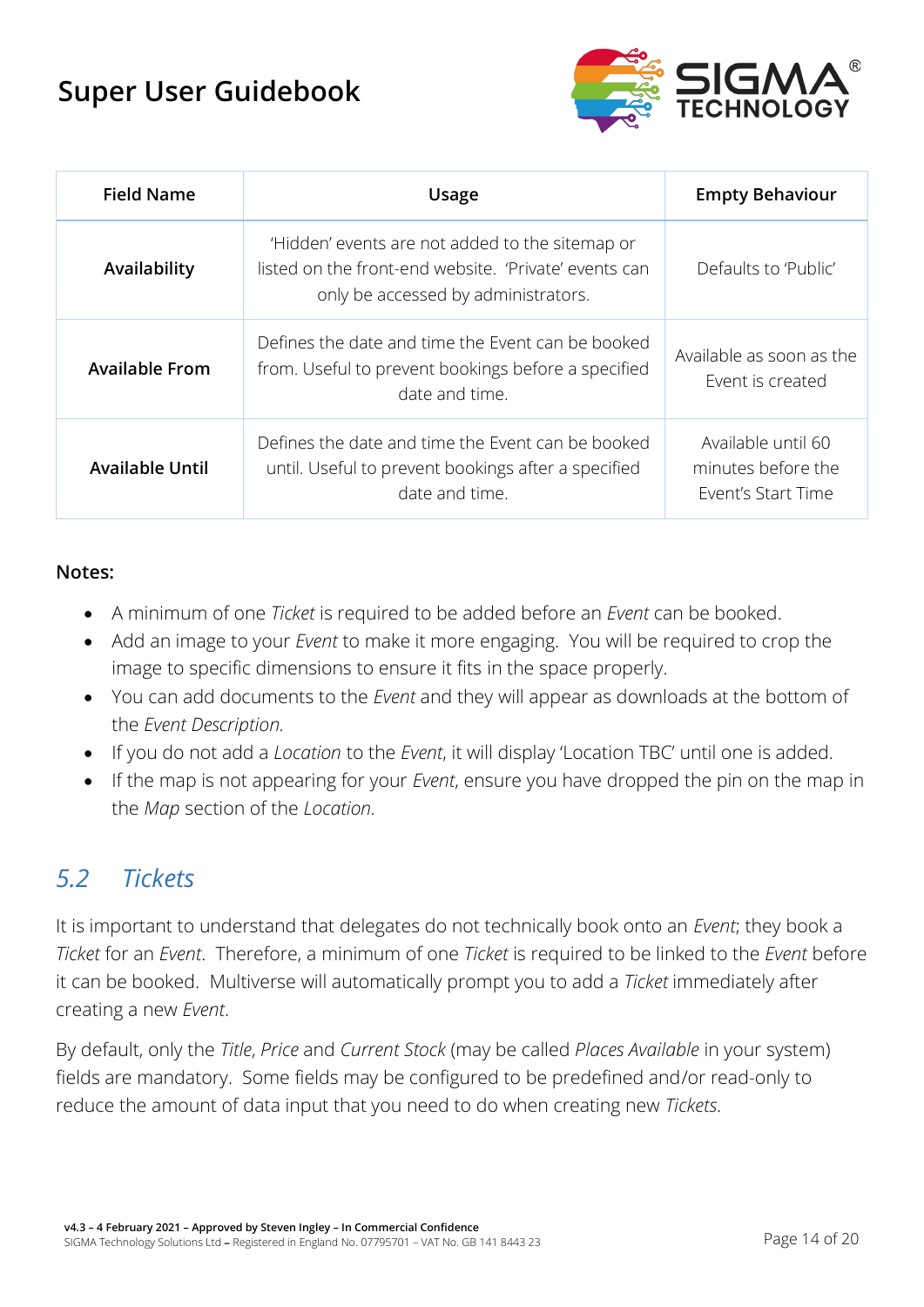| Field Name | Usage | Empty Behaviour |
|---|---|---|
| **Availability** | 'Hidden' events are not added to the sitemap or listed on the front-end website. 'Private' events can only be accessed by administrators. | Defaults to 'Public' |
| **Available From** | Defines the date and time the Event can be booked from. Useful to prevent bookings before a specified date and time. | Available as soon as the Event is created |
| **Available Until** | Defines the date and time the Event can be booked until. Useful to prevent bookings after a specified date and time. | Available until 60 minutes before the Event's Start Time |

**Notes:**

- A minimum of one *Ticket* is required to be added before an *Event* can be booked.
- Add an image to your *Event* to make it more engaging. You will be required to crop the image to specific dimensions to ensure it fits in the space properly.
- You can add documents to the *Event* and they will appear as downloads at the bottom of the *Event Description*.
- If you do not add a *Location* to the *Event*, it will display 'Location TBC' until one is added.
- If the map is not appearing for your *Event*, ensure you have dropped the pin on the map in the *Map* section of the *Location*.

## 5.2 Tickets

It is important to understand that delegates do not technically book onto an *Event*; they book a *Ticket* for an *Event*. Therefore, a minimum of one *Ticket* is required to be linked to the *Event* before it can be booked. Multiverse will automatically prompt you to add a *Ticket* immediately after creating a new *Event*.

By default, only the *Title*, *Price* and *Current Stock* (may be called *Places Available* in your system) fields are mandatory. Some fields may be configured to be predefined and/or read-only to reduce the amount of data input that you need to do when creating new *Tickets*.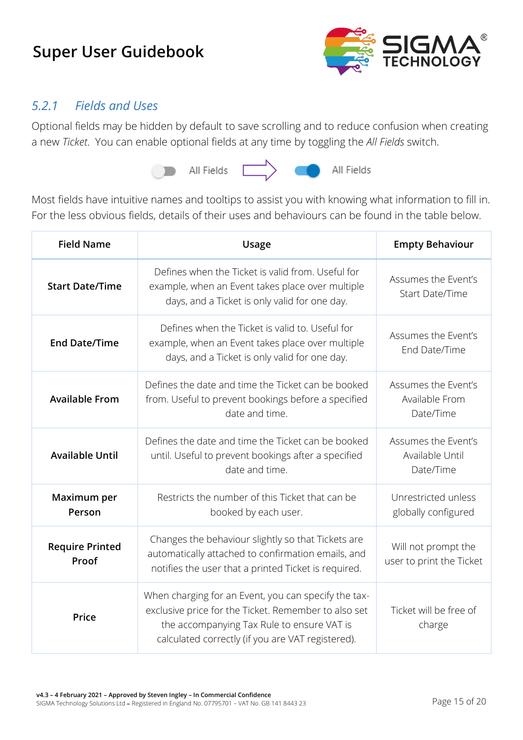### 5.2.1 Fields and Uses

Optional fields may be hidden by default to save scrolling and to reduce confusion when creating a new *Ticket*. You can enable optional fields at any time by toggling the *All Fields* switch.

All Fields → All Fields

Most fields have intuitive names and tooltips to assist you with knowing what information to fill in. For the less obvious fields, details of their uses and behaviours can be found in the table below.

| Field Name | Usage | Empty Behaviour |
| --- | --- | --- |
| **Start Date/Time** | Defines when the Ticket is valid from. Useful for example, when an Event takes place over multiple days, and a Ticket is only valid for one day. | Assumes the Event's Start Date/Time |
| **End Date/Time** | Defines when the Ticket is valid to. Useful for example, when an Event takes place over multiple days, and a Ticket is only valid for one day. | Assumes the Event's End Date/Time |
| **Available From** | Defines the date and time the Ticket can be booked from. Useful to prevent bookings before a specified date and time. | Assumes the Event's Available From Date/Time |
| **Available Until** | Defines the date and time the Ticket can be booked until. Useful to prevent bookings after a specified date and time. | Assumes the Event's Available Until Date/Time |
| **Maximum per Person** | Restricts the number of this Ticket that can be booked by each user. | Unrestricted unless globally configured |
| **Require Printed Proof** | Changes the behaviour slightly so that Tickets are automatically attached to confirmation emails, and notifies the user that a printed Ticket is required. | Will not prompt the user to print the Ticket |
| **Price** | When charging for an Event, you can specify the tax-exclusive price for the Ticket. Remember to also set the accompanying Tax Rule to ensure VAT is calculated correctly (if you are VAT registered). | Ticket will be free of charge |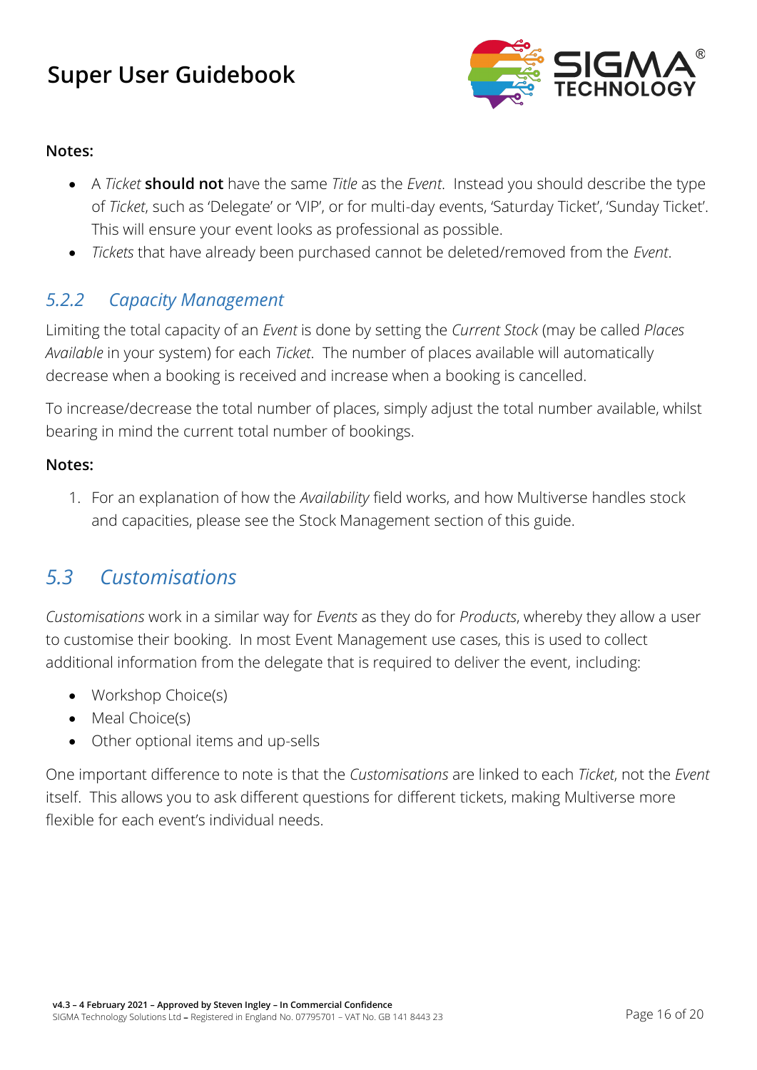**Notes:**

- A *Ticket* **should not** have the same *Title* as the *Event*. Instead you should describe the type of *Ticket*, such as 'Delegate' or 'VIP', or for multi-day events, 'Saturday Ticket', 'Sunday Ticket'. This will ensure your event looks as professional as possible.
- *Tickets* that have already been purchased cannot be deleted/removed from the *Event*.

### *5.2.2 Capacity Management*

Limiting the total capacity of an *Event* is done by setting the *Current Stock* (may be called *Places Available* in your system) for each *Ticket*. The number of places available will automatically decrease when a booking is received and increase when a booking is cancelled.

To increase/decrease the total number of places, simply adjust the total number available, whilst bearing in mind the current total number of bookings.

**Notes:**

1. For an explanation of how the *Availability* field works, and how Multiverse handles stock and capacities, please see the Stock Management section of this guide.

## *5.3 Customisations*

*Customisations* work in a similar way for *Events* as they do for *Products*, whereby they allow a user to customise their booking. In most Event Management use cases, this is used to collect additional information from the delegate that is required to deliver the event, including:

- Workshop Choice(s)
- Meal Choice(s)
- Other optional items and up-sells

One important difference to note is that the *Customisations* are linked to each *Ticket*, not the *Event* itself. This allows you to ask different questions for different tickets, making Multiverse more flexible for each event's individual needs.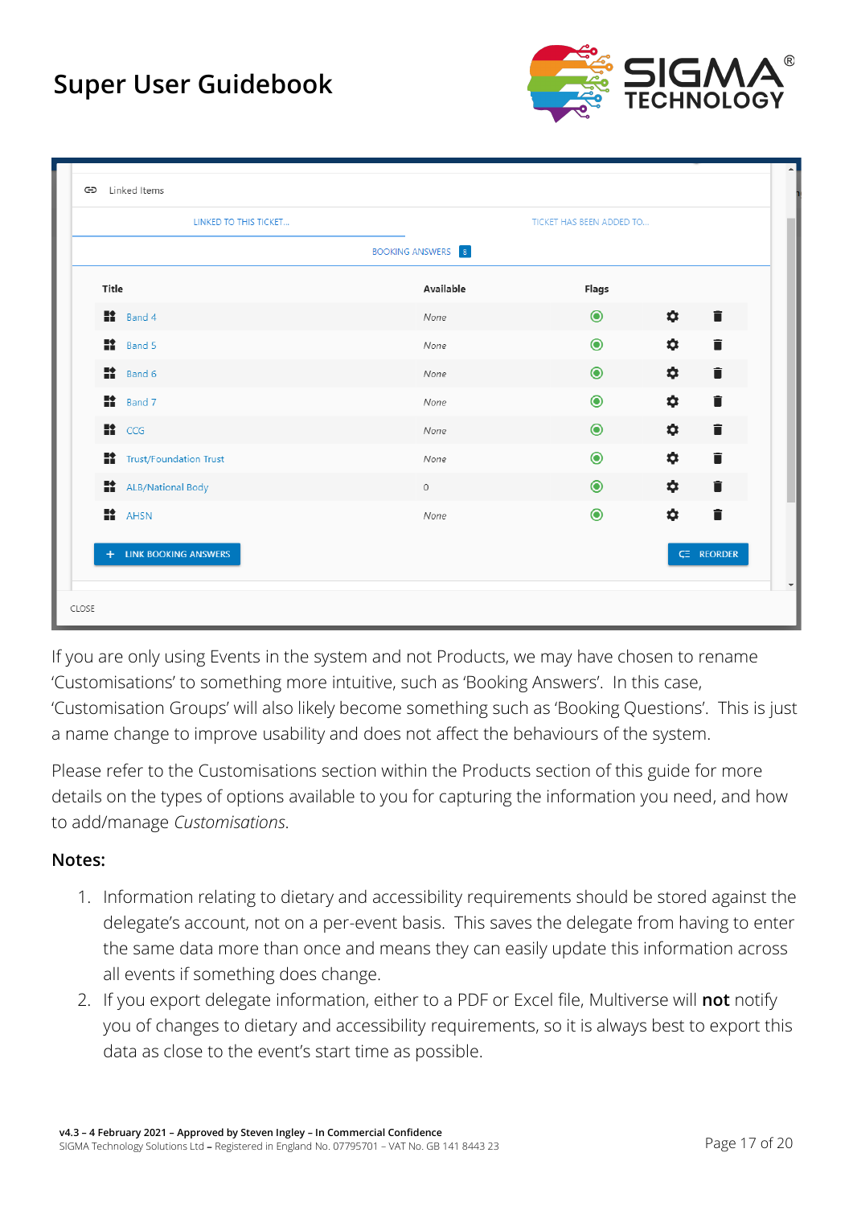| Title | Available | Flags |
| --- | --- | --- |
| Band 4 | None | |
| Band 5 | None | |
| Band 6 | None | |
| Band 7 | None | |
| CCG | None | |
| Trust/Foundation Trust | None | |
| ALB/National Body | 0 | |
| AHSN | None | |

If you are only using Events in the system and not Products, we may have chosen to rename 'Customisations' to something more intuitive, such as 'Booking Answers'. In this case, 'Customisation Groups' will also likely become something such as 'Booking Questions'. This is just a name change to improve usability and does not affect the behaviours of the system.

Please refer to the Customisations section within the Products section of this guide for more details on the types of options available to you for capturing the information you need, and how to add/manage *Customisations*.

**Notes:**

1. Information relating to dietary and accessibility requirements should be stored against the delegate's account, not on a per-event basis. This saves the delegate from having to enter the same data more than once and means they can easily update this information across all events if something does change.
2. If you export delegate information, either to a PDF or Excel file, Multiverse will **not** notify you of changes to dietary and accessibility requirements, so it is always best to export this data as close to the event's start time as possible.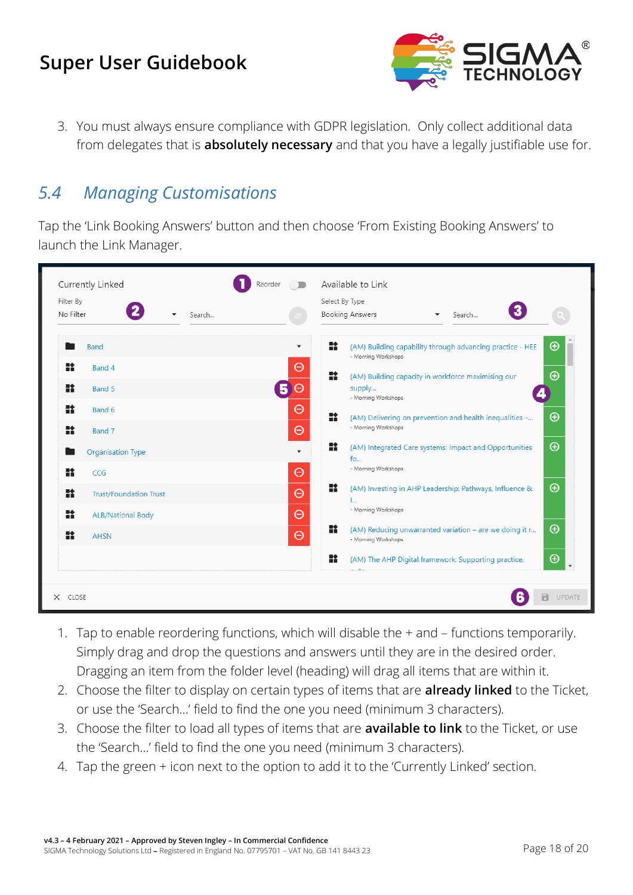3. You must always ensure compliance with GDPR legislation. Only collect additional data from delegates that is **absolutely necessary** and that you have a legally justifiable use for.

## 5.4 *Managing Customisations*

Tap the 'Link Booking Answers' button and then choose 'From Existing Booking Answers' to launch the Link Manager.

1. Tap to enable reordering functions, which will disable the + and – functions temporarily. Simply drag and drop the questions and answers until they are in the desired order. Dragging an item from the folder level (heading) will drag all items that are within it.
2. Choose the filter to display on certain types of items that are **already linked** to the Ticket, or use the 'Search…' field to find the one you need (minimum 3 characters).
3. Choose the filter to load all types of items that are **available to link** to the Ticket, or use the 'Search…' field to find the one you need (minimum 3 characters).
4. Tap the green + icon next to the option to add it to the 'Currently Linked' section.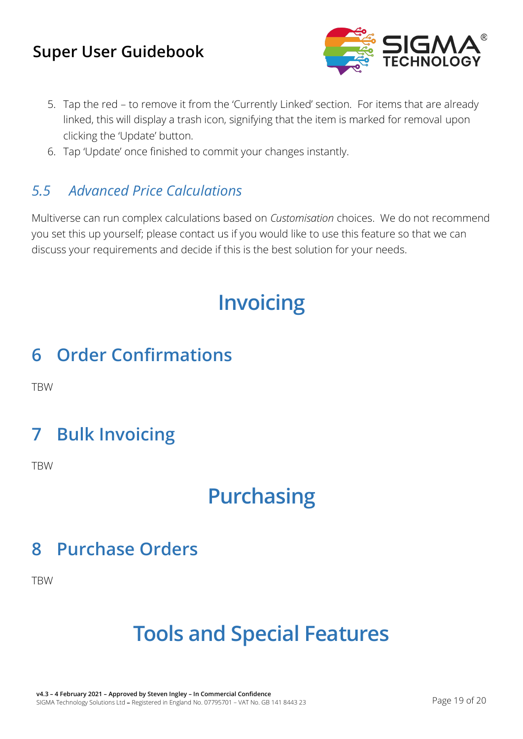5. Tap the red – to remove it from the 'Currently Linked' section. For items that are already linked, this will display a trash icon, signifying that the item is marked for removal upon clicking the 'Update' button.
6. Tap 'Update' once finished to commit your changes instantly.

### *5.5 Advanced Price Calculations*

Multiverse can run complex calculations based on *Customisation* choices. We do not recommend you set this up yourself; please contact us if you would like to use this feature so that we can discuss your requirements and decide if this is the best solution for your needs.

# Invoicing

## 6 Order Confirmations

TBW

## 7 Bulk Invoicing

TBW

# Purchasing

## 8 Purchase Orders

TBW

# Tools and Special Features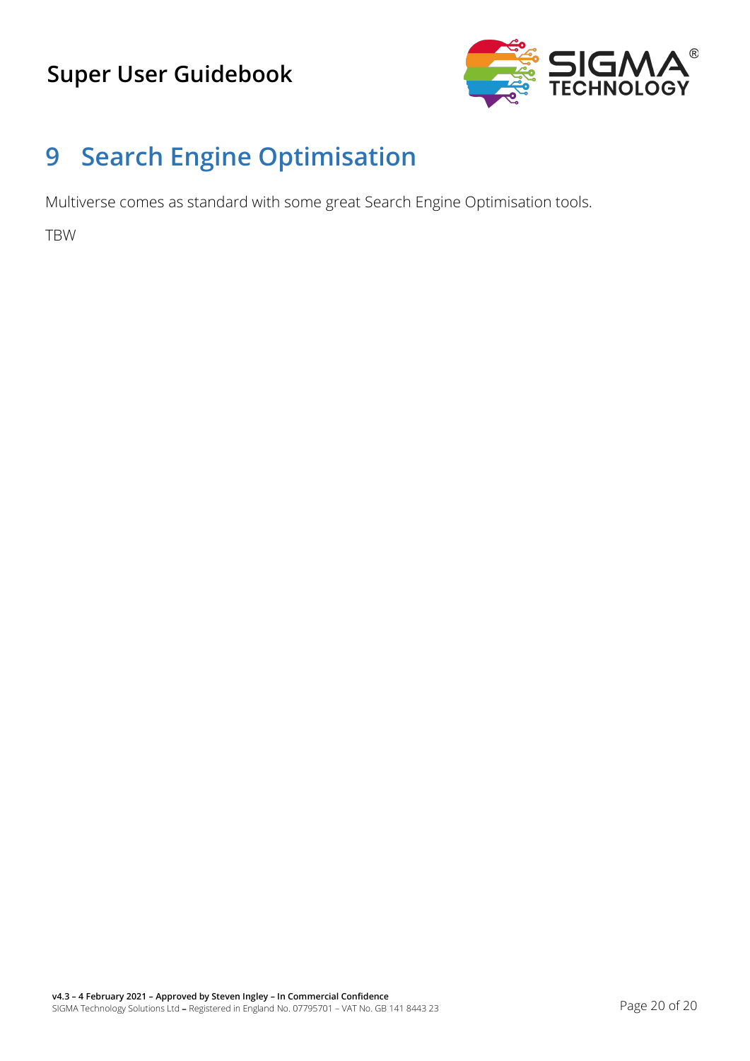# 9 Search Engine Optimisation

Multiverse comes as standard with some great Search Engine Optimisation tools.

TBW